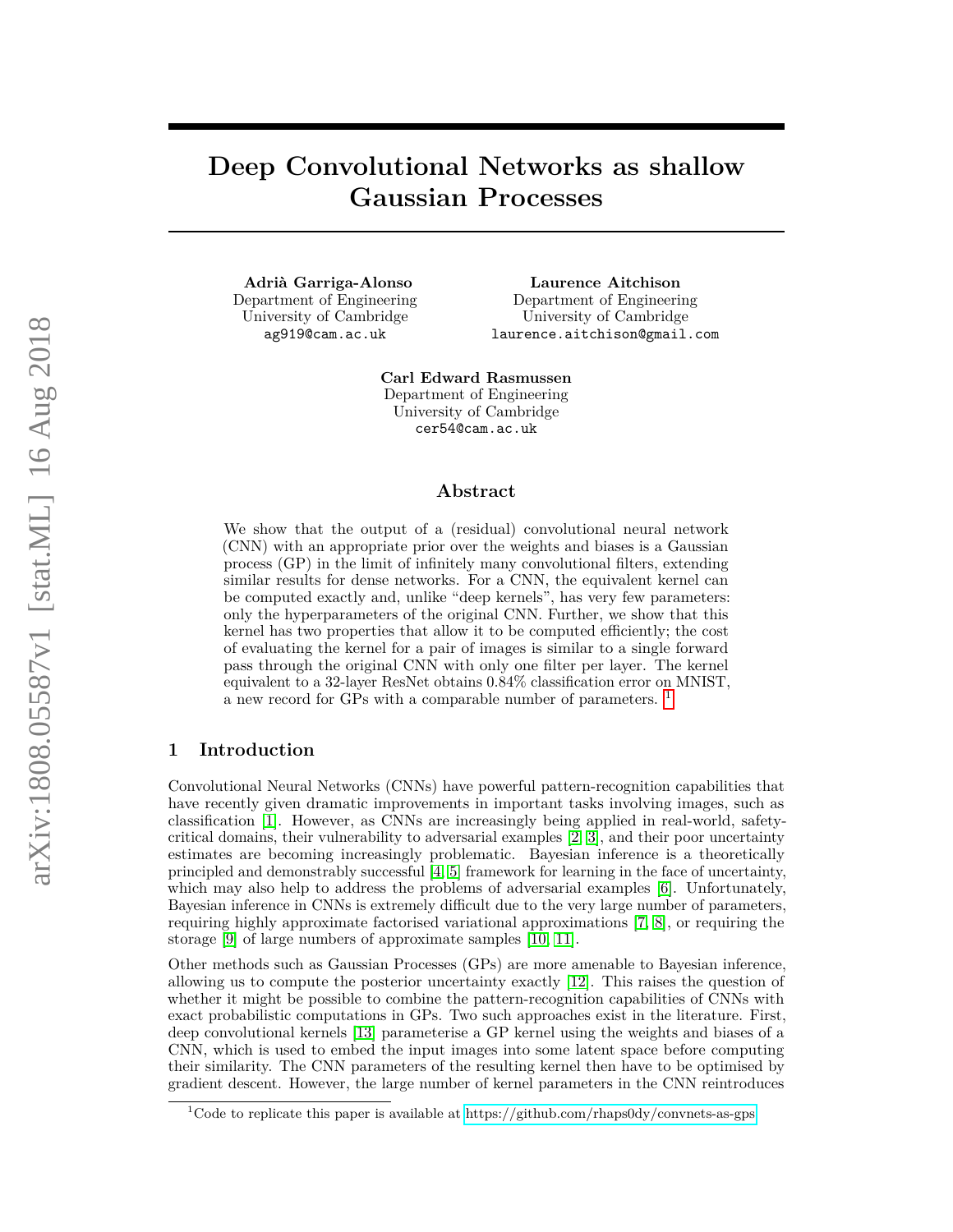# Deep Convolutional Networks as shallow Gaussian Processes

**Adrià Garriga-Alonso**
Department of Engineering
University of Cambridge
`ag919@cam.ac.uk`

**Laurence Aitchison**
Department of Engineering
University of Cambridge
`laurence.aitchison@gmail.com`

**Carl Edward Rasmussen**
Department of Engineering
University of Cambridge
`cer54@cam.ac.uk`

## Abstract

We show that the output of a (residual) convolutional neural network (CNN) with an appropriate prior over the weights and biases is a Gaussian process (GP) in the limit of infinitely many convolutional filters, extending similar results for dense networks. For a CNN, the equivalent kernel can be computed exactly and, unlike "deep kernels", has very few parameters: only the hyperparameters of the original CNN. Further, we show that this kernel has two properties that allow it to be computed efficiently; the cost of evaluating the kernel for a pair of images is similar to a single forward pass through the original CNN with only one filter per layer. The kernel equivalent to a 32-layer ResNet obtains 0.84% classification error on MNIST, a new record for GPs with a comparable number of parameters. [1]

## 1 Introduction

Convolutional Neural Networks (CNNs) have powerful pattern-recognition capabilities that have recently given dramatic improvements in important tasks involving images, such as classification [1]. However, as CNNs are increasingly being applied in real-world, safety-critical domains, their vulnerability to adversarial examples [2, 3], and their poor uncertainty estimates are becoming increasingly problematic. Bayesian inference is a theoretically principled and demonstrably successful [4, 5] framework for learning in the face of uncertainty, which may also help to address the problems of adversarial examples [6]. Unfortunately, Bayesian inference in CNNs is extremely difficult due to the very large number of parameters, requiring highly approximate factorised variational approximations [7, 8], or requiring the storage [9] of large numbers of approximate samples [10, 11].

Other methods such as Gaussian Processes (GPs) are more amenable to Bayesian inference, allowing us to compute the posterior uncertainty exactly [12]. This raises the question of whether it might be possible to combine the pattern-recognition capabilities of CNNs with exact probabilistic computations in GPs. Two such approaches exist in the literature. First, deep convolutional kernels [13] parameterise a GP kernel using the weights and biases of a CNN, which is used to embed the input images into some latent space before computing their similarity. The CNN parameters of the resulting kernel then have to be optimised by gradient descent. However, the large number of kernel parameters in the CNN reintroduces

[1] Code to replicate this paper is available at https://github.com/rhaps0dy/convnets-as-gps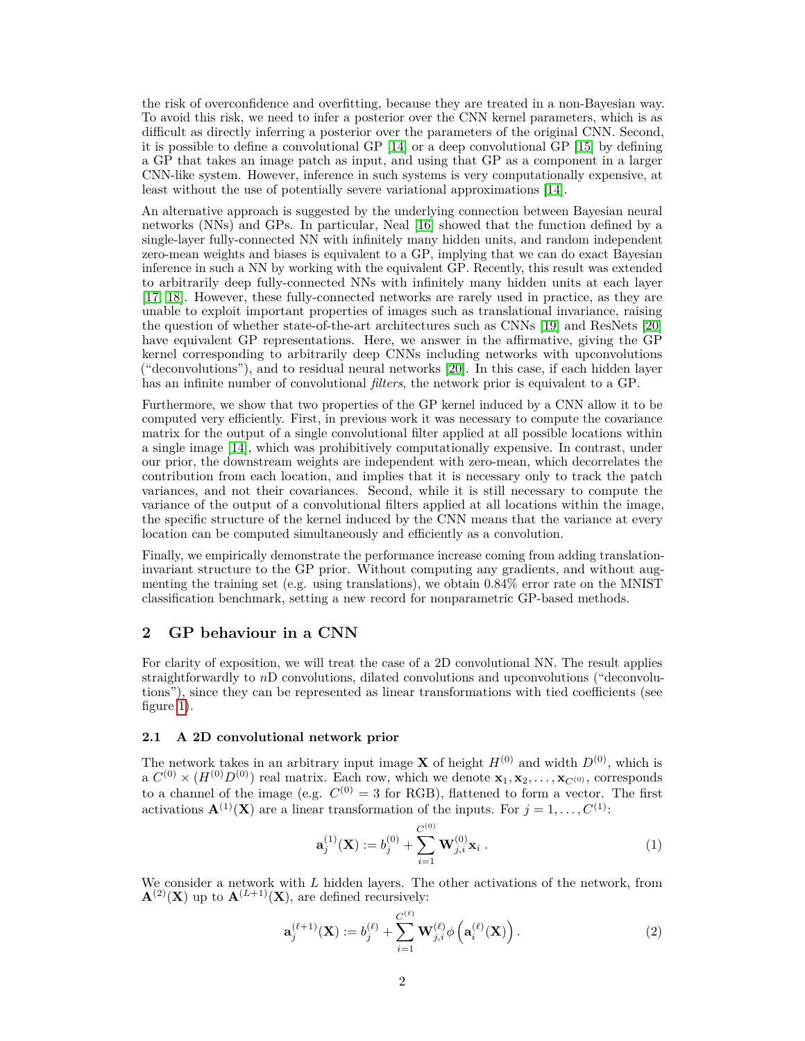the risk of overconfidence and overfitting, because they are treated in a non-Bayesian way. To avoid this risk, we need to infer a posterior over the CNN kernel parameters, which is as difficult as directly inferring a posterior over the parameters of the original CNN. Second, it is possible to define a convolutional GP [14] or a deep convolutional GP [15] by defining a GP that takes an image patch as input, and using that GP as a component in a larger CNN-like system. However, inference in such systems is very computationally expensive, at least without the use of potentially severe variational approximations [14].

An alternative approach is suggested by the underlying connection between Bayesian neural networks (NNs) and GPs. In particular, Neal [16] showed that the function defined by a single-layer fully-connected NN with infinitely many hidden units, and random independent zero-mean weights and biases is equivalent to a GP, implying that we can do exact Bayesian inference in such a NN by working with the equivalent GP. Recently, this result was extended to arbitrarily deep fully-connected NNs with infinitely many hidden units at each layer [17, 18]. However, these fully-connected networks are rarely used in practice, as they are unable to exploit important properties of images such as translational invariance, raising the question of whether state-of-the-art architectures such as CNNs [19] and ResNets [20] have equivalent GP representations. Here, we answer in the affirmative, giving the GP kernel corresponding to arbitrarily deep CNNs including networks with upconvolutions ("deconvolutions"), and to residual neural networks [20]. In this case, if each hidden layer has an infinite number of convolutional *filters*, the network prior is equivalent to a GP.

Furthermore, we show that two properties of the GP kernel induced by a CNN allow it to be computed very efficiently. First, in previous work it was necessary to compute the covariance matrix for the output of a single convolutional filter applied at all possible locations within a single image [14], which was prohibitively computationally expensive. In contrast, under our prior, the downstream weights are independent with zero-mean, which decorrelates the contribution from each location, and implies that it is necessary only to track the patch variances, and not their covariances. Second, while it is still necessary to compute the variance of the output of a convolutional filters applied at all locations within the image, the specific structure of the kernel induced by the CNN means that the variance at every location can be computed simultaneously and efficiently as a convolution.

Finally, we empirically demonstrate the performance increase coming from adding translation-invariant structure to the GP prior. Without computing any gradients, and without augmenting the training set (e.g. using translations), we obtain 0.84% error rate on the MNIST classification benchmark, setting a new record for nonparametric GP-based methods.

## 2 GP behaviour in a CNN

For clarity of exposition, we will treat the case of a 2D convolutional NN. The result applies straightforwardly to $n$D convolutions, dilated convolutions and upconvolutions ("deconvolutions"), since they can be represented as linear transformations with tied coefficients (see figure 1).

### 2.1 A 2D convolutional network prior

The network takes in an arbitrary input image $\mathbf{X}$ of height $H^{(0)}$ and width $D^{(0)}$, which is a $C^{(0)} \times (H^{(0)}D^{(0)})$ real matrix. Each row, which we denote $\mathbf{x}_1, \mathbf{x}_2, \ldots, \mathbf{x}_{C^{(0)}}$, corresponds to a channel of the image (e.g. $C^{(0)} = 3$ for RGB), flattened to form a vector. The first activations $\mathbf{A}^{(1)}(\mathbf{X})$ are a linear transformation of the inputs. For $j = 1, \ldots, C^{(1)}$:

$$\mathbf{a}_j^{(1)}(\mathbf{X}) := b_j^{(0)} + \sum_{i=1}^{C^{(0)}} \mathbf{W}_{j,i}^{(0)} \mathbf{x}_i \ . \tag{1}$$

We consider a network with $L$ hidden layers. The other activations of the network, from $\mathbf{A}^{(2)}(\mathbf{X})$ up to $\mathbf{A}^{(L+1)}(\mathbf{X})$, are defined recursively:

$$\mathbf{a}_j^{(\ell+1)}(\mathbf{X}) := b_j^{(\ell)} + \sum_{i=1}^{C^{(\ell)}} \mathbf{W}_{j,i}^{(\ell)} \phi\left(\mathbf{a}_i^{(\ell)}(\mathbf{X})\right). \tag{2}$$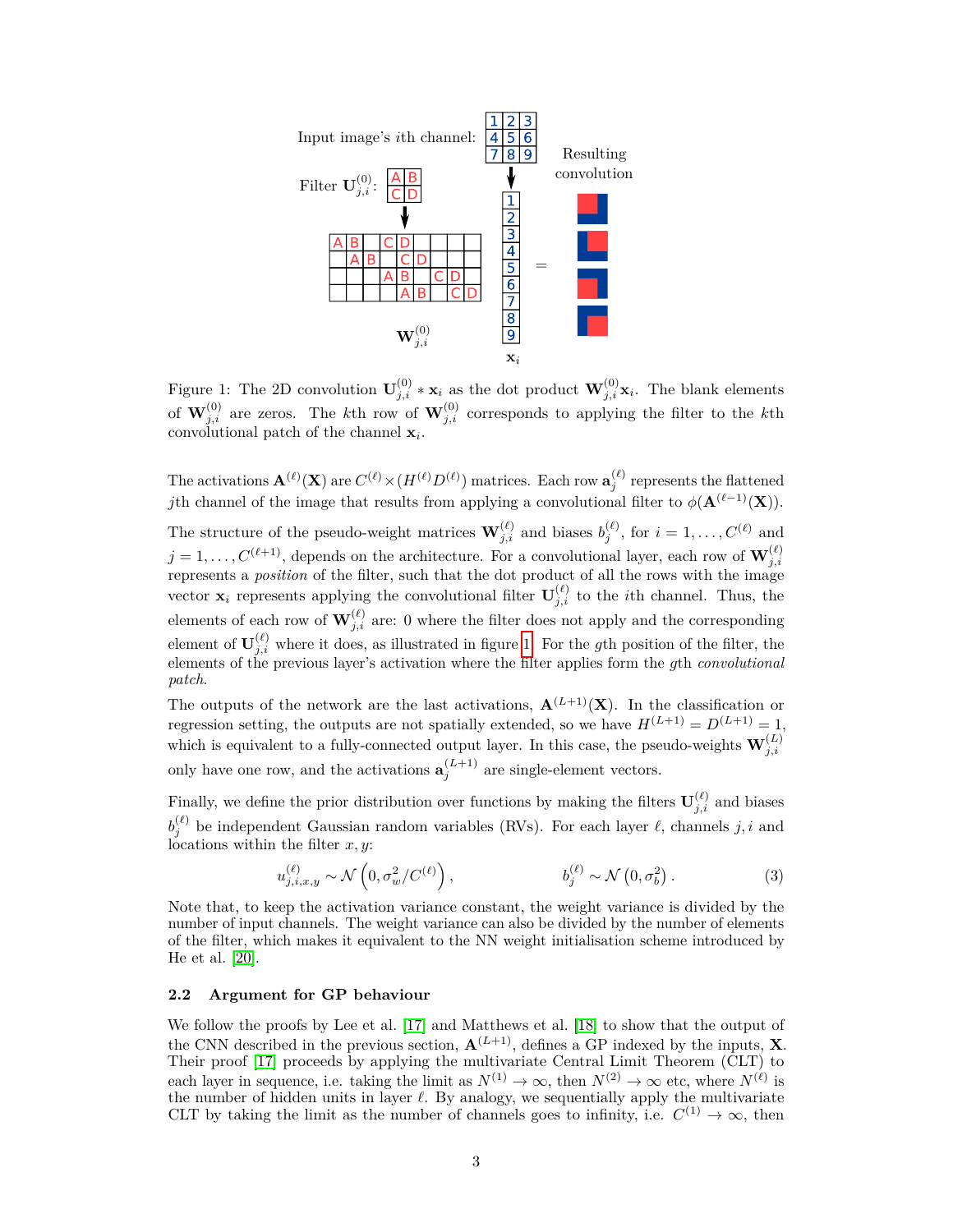Input image's $i$th channel:

Filter $\mathbf{U}_{j,i}^{(0)}$:

Resulting convolution

$\mathbf{W}_{j,i}^{(0)}$ $\mathbf{x}_i$

Figure 1: The 2D convolution $\mathbf{U}_{j,i}^{(0)} * \mathbf{x}_i$ as the dot product $\mathbf{W}_{j,i}^{(0)}\mathbf{x}_i$. The blank elements of $\mathbf{W}_{j,i}^{(0)}$ are zeros. The $k$th row of $\mathbf{W}_{j,i}^{(0)}$ corresponds to applying the filter to the $k$th convolutional patch of the channel $\mathbf{x}_i$.

The activations $\mathbf{A}^{(\ell)}(\mathbf{X})$ are $C^{(\ell)} \times (H^{(\ell)} D^{(\ell)})$ matrices. Each row $\mathbf{a}_j^{(\ell)}$ represents the flattened $j$th channel of the image that results from applying a convolutional filter to $\phi(\mathbf{A}^{(\ell-1)}(\mathbf{X}))$.

The structure of the pseudo-weight matrices $\mathbf{W}_{j,i}^{(\ell)}$ and biases $b_j^{(\ell)}$, for $i = 1, \dots, C^{(\ell)}$ and $j = 1, \dots, C^{(\ell+1)}$, depends on the architecture. For a convolutional layer, each row of $\mathbf{W}_{j,i}^{(\ell)}$ represents a *position* of the filter, such that the dot product of all the rows with the image vector $\mathbf{x}_i$ represents applying the convolutional filter $\mathbf{U}_{j,i}^{(\ell)}$ to the $i$th channel. Thus, the elements of each row of $\mathbf{W}_{j,i}^{(\ell)}$ are: 0 where the filter does not apply and the corresponding element of $\mathbf{U}_{j,i}^{(\ell)}$ where it does, as illustrated in figure 1. For the $g$th position of the filter, the elements of the previous layer's activation where the filter applies form the $g$th *convolutional patch*.

The outputs of the network are the last activations, $\mathbf{A}^{(L+1)}(\mathbf{X})$. In the classification or regression setting, the outputs are not spatially extended, so we have $H^{(L+1)} = D^{(L+1)} = 1$, which is equivalent to a fully-connected output layer. In this case, the pseudo-weights $\mathbf{W}_{j,i}^{(L)}$ only have one row, and the activations $\mathbf{a}_j^{(L+1)}$ are single-element vectors.

Finally, we define the prior distribution over functions by making the filters $\mathbf{U}_{j,i}^{(\ell)}$ and biases $b_j^{(\ell)}$ be independent Gaussian random variables (RVs). For each layer $\ell$, channels $j, i$ and locations within the filter $x, y$:

$$u_{j,i,x,y}^{(\ell)} \sim \mathcal{N}\left(0, \sigma_w^2 / C^{(\ell)}\right), \qquad b_j^{(\ell)} \sim \mathcal{N}\left(0, \sigma_b^2\right). \tag{3}$$

Note that, to keep the activation variance constant, the weight variance is divided by the number of input channels. The weight variance can also be divided by the number of elements of the filter, which makes it equivalent to the NN weight initialisation scheme introduced by He et al. [20].

### 2.2 Argument for GP behaviour

We follow the proofs by Lee et al. [17] and Matthews et al. [18] to show that the output of the CNN described in the previous section, $\mathbf{A}^{(L+1)}$, defines a GP indexed by the inputs, $\mathbf{X}$. Their proof [17] proceeds by applying the multivariate Central Limit Theorem (CLT) to each layer in sequence, i.e. taking the limit as $N^{(1)} \to \infty$, then $N^{(2)} \to \infty$ etc, where $N^{(\ell)}$ is the number of hidden units in layer $\ell$. By analogy, we sequentially apply the multivariate CLT by taking the limit as the number of channels goes to infinity, i.e. $C^{(1)} \to \infty$, then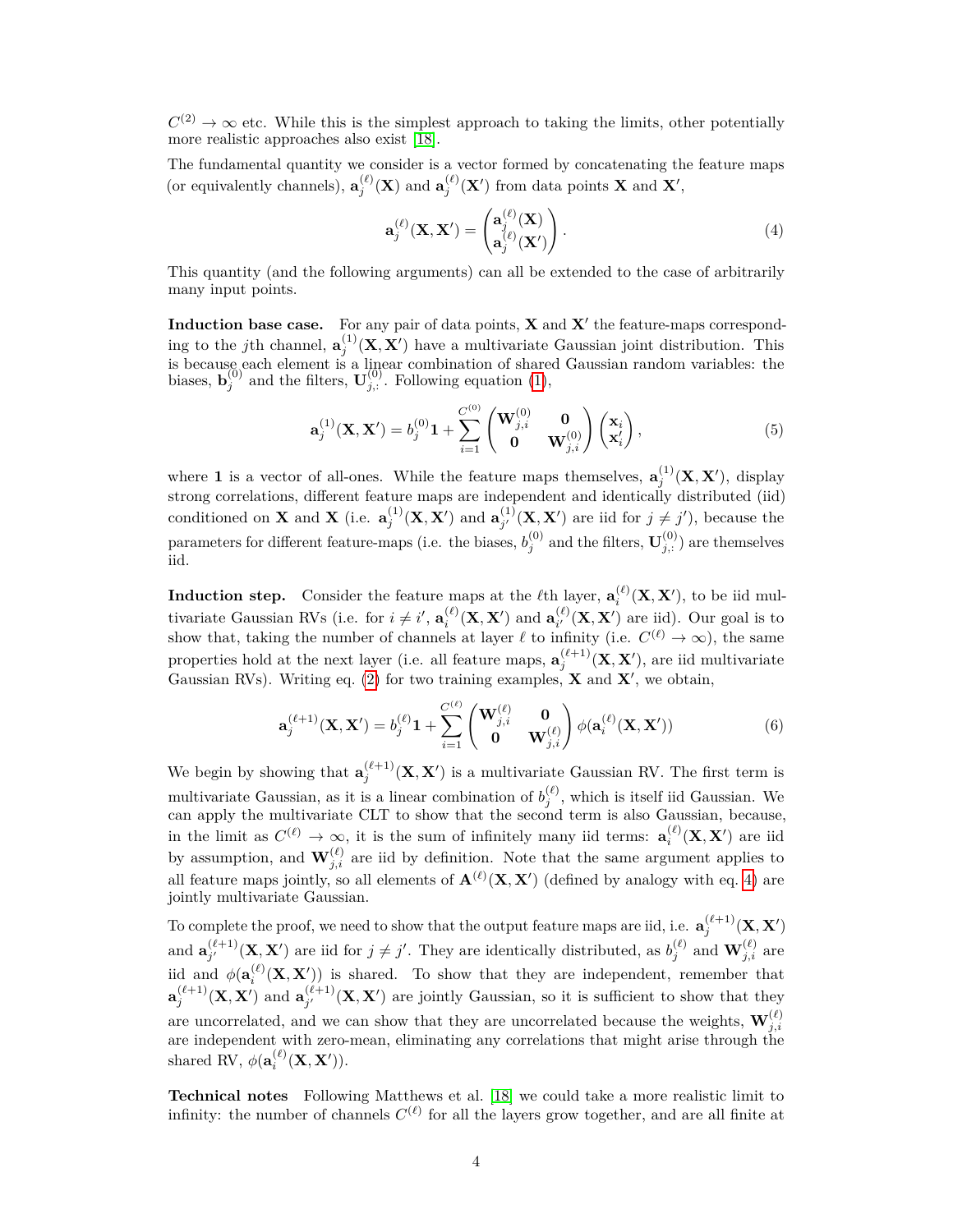$C^{(2)} \to \infty$ etc. While this is the simplest approach to taking the limits, other potentially more realistic approaches also exist [18].

The fundamental quantity we consider is a vector formed by concatenating the feature maps (or equivalently channels), $\mathbf{a}_j^{(\ell)}(\mathbf{X})$ and $\mathbf{a}_j^{(\ell)}(\mathbf{X}')$ from data points $\mathbf{X}$ and $\mathbf{X}'$,

$$\mathbf{a}_j^{(\ell)}(\mathbf{X}, \mathbf{X}') = \begin{pmatrix} \mathbf{a}_j^{(\ell)}(\mathbf{X}) \\ \mathbf{a}_j^{(\ell)}(\mathbf{X}') \end{pmatrix}. \tag{4}$$

This quantity (and the following arguments) can all be extended to the case of arbitrarily many input points.

**Induction base case.** For any pair of data points, $\mathbf{X}$ and $\mathbf{X}'$ the feature-maps corresponding to the $j$th channel, $\mathbf{a}_j^{(1)}(\mathbf{X}, \mathbf{X}')$ have a multivariate Gaussian joint distribution. This is because each element is a linear combination of shared Gaussian random variables: the biases, $\mathbf{b}_j^{(0)}$ and the filters, $\mathbf{U}_{j,:}^{(0)}$. Following equation (1),

$$\mathbf{a}_j^{(1)}(\mathbf{X}, \mathbf{X}') = b_j^{(0)} \mathbf{1} + \sum_{i=1}^{C^{(0)}} \begin{pmatrix} \mathbf{W}_{j,i}^{(0)} & \mathbf{0} \\ \mathbf{0} & \mathbf{W}_{j,i}^{(0)} \end{pmatrix} \begin{pmatrix} \mathbf{x}_i \\ \mathbf{x}_i' \end{pmatrix}, \tag{5}$$

where $\mathbf{1}$ is a vector of all-ones. While the feature maps themselves, $\mathbf{a}_j^{(1)}(\mathbf{X}, \mathbf{X}')$, display strong correlations, different feature maps are independent and identically distributed (iid) conditioned on $\mathbf{X}$ and $\mathbf{X}$ (i.e. $\mathbf{a}_j^{(1)}(\mathbf{X}, \mathbf{X}')$ and $\mathbf{a}_{j'}^{(1)}(\mathbf{X}, \mathbf{X}')$ are iid for $j \neq j'$), because the parameters for different feature-maps (i.e. the biases, $b_j^{(0)}$ and the filters, $\mathbf{U}_{j,:}^{(0)}$) are themselves iid.

**Induction step.** Consider the feature maps at the $\ell$th layer, $\mathbf{a}_i^{(\ell)}(\mathbf{X}, \mathbf{X}')$, to be iid multivariate Gaussian RVs (i.e. for $i \neq i'$, $\mathbf{a}_i^{(\ell)}(\mathbf{X}, \mathbf{X}')$ and $\mathbf{a}_{i'}^{(\ell)}(\mathbf{X}, \mathbf{X}')$ are iid). Our goal is to show that, taking the number of channels at layer $\ell$ to infinity (i.e. $C^{(\ell)} \to \infty$), the same properties hold at the next layer (i.e. all feature maps, $\mathbf{a}_j^{(\ell+1)}(\mathbf{X}, \mathbf{X}')$, are iid multivariate Gaussian RVs). Writing eq. (2) for two training examples, $\mathbf{X}$ and $\mathbf{X}'$, we obtain,

$$\mathbf{a}_j^{(\ell+1)}(\mathbf{X}, \mathbf{X}') = b_j^{(\ell)} \mathbf{1} + \sum_{i=1}^{C^{(\ell)}} \begin{pmatrix} \mathbf{W}_{j,i}^{(\ell)} & \mathbf{0} \\ \mathbf{0} & \mathbf{W}_{j,i}^{(\ell)} \end{pmatrix} \phi(\mathbf{a}_i^{(\ell)}(\mathbf{X}, \mathbf{X}')) \tag{6}$$

We begin by showing that $\mathbf{a}_j^{(\ell+1)}(\mathbf{X}, \mathbf{X}')$ is a multivariate Gaussian RV. The first term is multivariate Gaussian, as it is a linear combination of $b_j^{(\ell)}$, which is itself iid Gaussian. We can apply the multivariate CLT to show that the second term is also Gaussian, because, in the limit as $C^{(\ell)} \to \infty$, it is the sum of infinitely many iid terms: $\mathbf{a}_i^{(\ell)}(\mathbf{X}, \mathbf{X}')$ are iid by assumption, and $\mathbf{W}_{j,i}^{(\ell)}$ are iid by definition. Note that the same argument applies to all feature maps jointly, so all elements of $\mathbf{A}^{(\ell)}(\mathbf{X}, \mathbf{X}')$ (defined by analogy with eq. 4) are jointly multivariate Gaussian.

To complete the proof, we need to show that the output feature maps are iid, i.e. $\mathbf{a}_j^{(\ell+1)}(\mathbf{X}, \mathbf{X}')$ and $\mathbf{a}_{j'}^{(\ell+1)}(\mathbf{X}, \mathbf{X}')$ are iid for $j \neq j'$. They are identically distributed, as $b_j^{(\ell)}$ and $\mathbf{W}_{j,i}^{(\ell)}$ are iid and $\phi(\mathbf{a}_i^{(\ell)}(\mathbf{X}, \mathbf{X}'))$ is shared. To show that they are independent, remember that $\mathbf{a}_j^{(\ell+1)}(\mathbf{X}, \mathbf{X}')$ and $\mathbf{a}_{j'}^{(\ell+1)}(\mathbf{X}, \mathbf{X}')$ are jointly Gaussian, so it is sufficient to show that they are uncorrelated, and we can show that they are uncorrelated because the weights, $\mathbf{W}_{j,i}^{(\ell)}$ are independent with zero-mean, eliminating any correlations that might arise through the shared RV, $\phi(\mathbf{a}_i^{(\ell)}(\mathbf{X}, \mathbf{X}'))$.

**Technical notes** Following Matthews et al. [18] we could take a more realistic limit to infinity: the number of channels $C^{(\ell)}$ for all the layers grow together, and are all finite at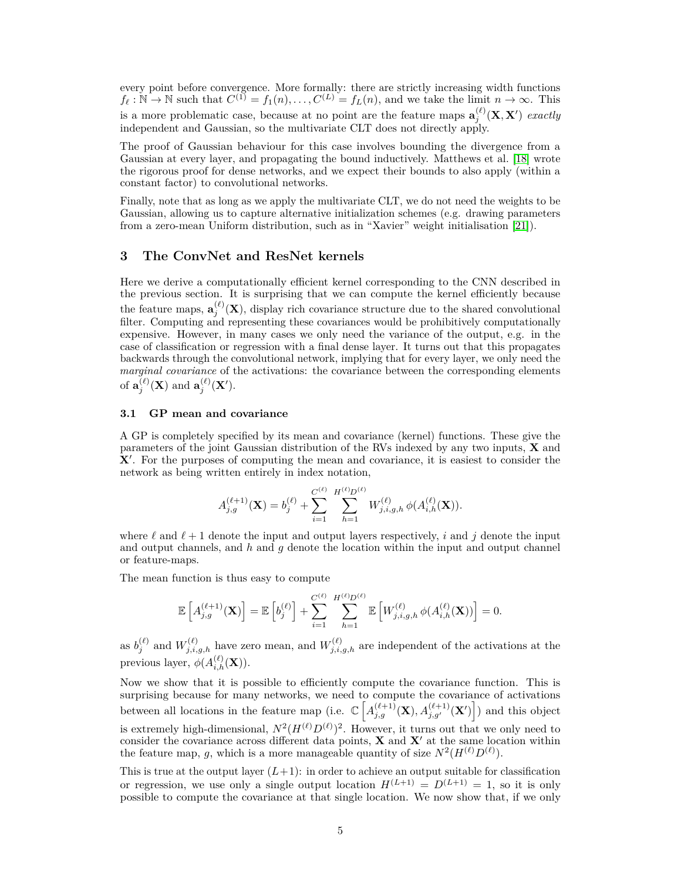every point before convergence. More formally: there are strictly increasing width functions $f_\ell : \mathbb{N} \to \mathbb{N}$ such that $C^{(1)} = f_1(n), \ldots, C^{(L)} = f_L(n)$, and we take the limit $n \to \infty$. This is a more problematic case, because at no point are the feature maps $\mathbf{a}_j^{(\ell)}(\mathbf{X}, \mathbf{X}')$ *exactly* independent and Gaussian, so the multivariate CLT does not directly apply.

The proof of Gaussian behaviour for this case involves bounding the divergence from a Gaussian at every layer, and propagating the bound inductively. Matthews et al. [18] wrote the rigorous proof for dense networks, and we expect their bounds to also apply (within a constant factor) to convolutional networks.

Finally, note that as long as we apply the multivariate CLT, we do not need the weights to be Gaussian, allowing us to capture alternative initialization schemes (e.g. drawing parameters from a zero-mean Uniform distribution, such as in "Xavier" weight initialisation [21]).

## 3 The ConvNet and ResNet kernels

Here we derive a computationally efficient kernel corresponding to the CNN described in the previous section. It is surprising that we can compute the kernel efficiently because the feature maps, $\mathbf{a}_j^{(\ell)}(\mathbf{X})$, display rich covariance structure due to the shared convolutional filter. Computing and representing these covariances would be prohibitively computationally expensive. However, in many cases we only need the variance of the output, e.g. in the case of classification or regression with a final dense layer. It turns out that this propagates backwards through the convolutional network, implying that for every layer, we only need the *marginal covariance* of the activations: the covariance between the corresponding elements of $\mathbf{a}_j^{(\ell)}(\mathbf{X})$ and $\mathbf{a}_j^{(\ell)}(\mathbf{X}')$.

### 3.1 GP mean and covariance

A GP is completely specified by its mean and covariance (kernel) functions. These give the parameters of the joint Gaussian distribution of the RVs indexed by any two inputs, $\mathbf{X}$ and $\mathbf{X}'$. For the purposes of computing the mean and covariance, it is easiest to consider the network as being written entirely in index notation,

$$A_{j,g}^{(\ell+1)}(\mathbf{X}) = b_j^{(\ell)} + \sum_{i=1}^{C^{(\ell)}} \sum_{h=1}^{H^{(\ell)}D^{(\ell)}} W_{j,i,g,h}^{(\ell)}\, \phi(A_{i,h}^{(\ell)}(\mathbf{X})).$$

where $\ell$ and $\ell+1$ denote the input and output layers respectively, $i$ and $j$ denote the input and output channels, and $h$ and $g$ denote the location within the input and output channel or feature-maps.

The mean function is thus easy to compute

$$\mathbb{E}\left[A_{j,g}^{(\ell+1)}(\mathbf{X})\right] = \mathbb{E}\left[b_j^{(\ell)}\right] + \sum_{i=1}^{C^{(\ell)}} \sum_{h=1}^{H^{(\ell)}D^{(\ell)}} \mathbb{E}\left[W_{j,i,g,h}^{(\ell)}\, \phi(A_{i,h}^{(\ell)}(\mathbf{X}))\right] = 0.$$

as $b_j^{(\ell)}$ and $W_{j,i,g,h}^{(\ell)}$ have zero mean, and $W_{j,i,g,h}^{(\ell)}$ are independent of the activations at the previous layer, $\phi(A_{i,h}^{(\ell)}(\mathbf{X}))$.

Now we show that it is possible to efficiently compute the covariance function. This is surprising because for many networks, we need to compute the covariance of activations between all locations in the feature map (i.e. $\mathbb{C}\left[A_{j,g}^{(\ell+1)}(\mathbf{X}), A_{j,g'}^{(\ell+1)}(\mathbf{X}')\right]$) and this object is extremely high-dimensional, $N^2(H^{(\ell)}D^{(\ell)})^2$. However, it turns out that we only need to consider the covariance across different data points, $\mathbf{X}$ and $\mathbf{X}'$ at the same location within the feature map, $g$, which is a more manageable quantity of size $N^2(H^{(\ell)}D^{(\ell)})$.

This is true at the output layer $(L+1)$: in order to achieve an output suitable for classification or regression, we use only a single output location $H^{(L+1)} = D^{(L+1)} = 1$, so it is only possible to compute the covariance at that single location. We now show that, if we only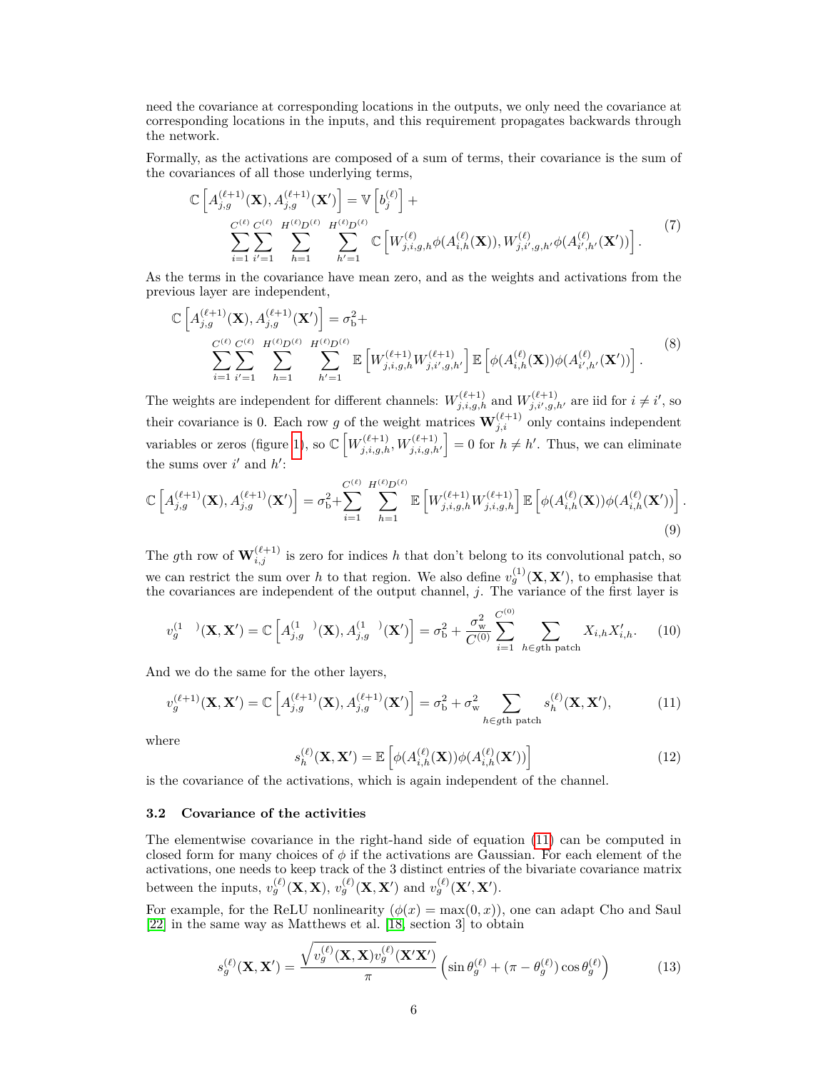need the covariance at corresponding locations in the outputs, we only need the covariance at corresponding locations in the inputs, and this requirement propagates backwards through the network.

Formally, as the activations are composed of a sum of terms, their covariance is the sum of the covariances of all those underlying terms,

$$\mathbb{C}\left[A_{j,g}^{(\ell+1)}(\mathbf{X}), A_{j,g}^{(\ell+1)}(\mathbf{X}')\right] = \mathbb{V}\left[b_j^{(\ell)}\right] + \sum_{i=1}^{C^{(\ell)}}\sum_{i'=1}^{C^{(\ell)}}\sum_{h=1}^{H^{(\ell)}D^{(\ell)}}\sum_{h'=1}^{H^{(\ell)}D^{(\ell)}} \mathbb{C}\left[W_{j,i,g,h}^{(\ell)}\phi(A_{i,h}^{(\ell)}(\mathbf{X})), W_{j,i',g,h'}^{(\ell)}\phi(A_{i',h'}^{(\ell)}(\mathbf{X}'))\right]. \tag{7}$$

As the terms in the covariance have mean zero, and as the weights and activations from the previous layer are independent,

$$\mathbb{C}\left[A_{j,g}^{(\ell+1)}(\mathbf{X}), A_{j,g}^{(\ell+1)}(\mathbf{X}')\right] = \sigma_\mathrm{b}^2 + \sum_{i=1}^{C^{(\ell)}}\sum_{i'=1}^{C^{(\ell)}}\sum_{h=1}^{H^{(\ell)}D^{(\ell)}}\sum_{h'=1}^{H^{(\ell)}D^{(\ell)}} \mathbb{E}\left[W_{j,i,g,h}^{(\ell+1)}W_{j,i',g,h'}^{(\ell+1)}\right]\mathbb{E}\left[\phi(A_{i,h}^{(\ell)}(\mathbf{X}))\phi(A_{i',h'}^{(\ell)}(\mathbf{X}'))\right]. \tag{8}$$

The weights are independent for different channels: $W_{j,i,g,h}^{(\ell+1)}$ and $W_{j,i',g,h'}^{(\ell+1)}$ are iid for $i \neq i'$, so their covariance is 0. Each row $g$ of the weight matrices $\mathbf{W}_{j,i}^{(\ell+1)}$ only contains independent variables or zeros (figure 1), so $\mathbb{C}\left[W_{j,i,g,h}^{(\ell+1)}, W_{j,i,g,h'}^{(\ell+1)}\right] = 0$ for $h \neq h'$. Thus, we can eliminate the sums over $i'$ and $h'$:

$$\mathbb{C}\left[A_{j,g}^{(\ell+1)}(\mathbf{X}), A_{j,g}^{(\ell+1)}(\mathbf{X}')\right] = \sigma_\mathrm{b}^2 + \sum_{i=1}^{C^{(\ell)}}\sum_{h=1}^{H^{(\ell)}D^{(\ell)}} \mathbb{E}\left[W_{j,i,g,h}^{(\ell+1)}W_{j,i,g,h}^{(\ell+1)}\right]\mathbb{E}\left[\phi(A_{i,h}^{(\ell)}(\mathbf{X}))\phi(A_{i,h}^{(\ell)}(\mathbf{X}'))\right]. \tag{9}$$

The $g$th row of $\mathbf{W}_{i,j}^{(\ell+1)}$ is zero for indices $h$ that don't belong to its convolutional patch, so we can restrict the sum over $h$ to that region. We also define $v_g^{(1)}(\mathbf{X}, \mathbf{X}')$, to emphasise that the covariances are independent of the output channel, $j$. The variance of the first layer is

$$v_g^{(1)}(\mathbf{X}, \mathbf{X}') = \mathbb{C}\left[A_{j,g}^{(1)}(\mathbf{X}), A_{j,g}^{(1)}(\mathbf{X}')\right] = \sigma_\mathrm{b}^2 + \frac{\sigma_\mathrm{w}^2}{C^{(0)}}\sum_{i=1}^{C^{(0)}}\sum_{h \in g\text{th patch}} X_{i,h}X'_{i,h}. \tag{10}$$

And we do the same for the other layers,

$$v_g^{(\ell+1)}(\mathbf{X}, \mathbf{X}') = \mathbb{C}\left[A_{j,g}^{(\ell+1)}(\mathbf{X}), A_{j,g}^{(\ell+1)}(\mathbf{X}')\right] = \sigma_\mathrm{b}^2 + \sigma_\mathrm{w}^2\sum_{h \in g\text{th patch}} s_h^{(\ell)}(\mathbf{X}, \mathbf{X}'), \tag{11}$$

where

$$s_h^{(\ell)}(\mathbf{X}, \mathbf{X}') = \mathbb{E}\left[\phi(A_{i,h}^{(\ell)}(\mathbf{X}))\phi(A_{i,h}^{(\ell)}(\mathbf{X}'))\right] \tag{12}$$

is the covariance of the activations, which is again independent of the channel.

### 3.2 Covariance of the activities

The elementwise covariance in the right-hand side of equation (11) can be computed in closed form for many choices of $\phi$ if the activations are Gaussian. For each element of the activations, one needs to keep track of the 3 distinct entries of the bivariate covariance matrix between the inputs, $v_g^{(\ell)}(\mathbf{X}, \mathbf{X})$, $v_g^{(\ell)}(\mathbf{X}, \mathbf{X}')$ and $v_g^{(\ell)}(\mathbf{X}', \mathbf{X}')$.

For example, for the ReLU nonlinearity ($\phi(x) = \max(0, x)$), one can adapt Cho and Saul [22] in the same way as Matthews et al. [18, section 3] to obtain

$$s_g^{(\ell)}(\mathbf{X}, \mathbf{X}') = \frac{\sqrt{v_g^{(\ell)}(\mathbf{X}, \mathbf{X})v_g^{(\ell)}(\mathbf{X}'\mathbf{X}')}}{\pi}\left(\sin\theta_g^{(\ell)} + (\pi - \theta_g^{(\ell)})\cos\theta_g^{(\ell)}\right) \tag{13}$$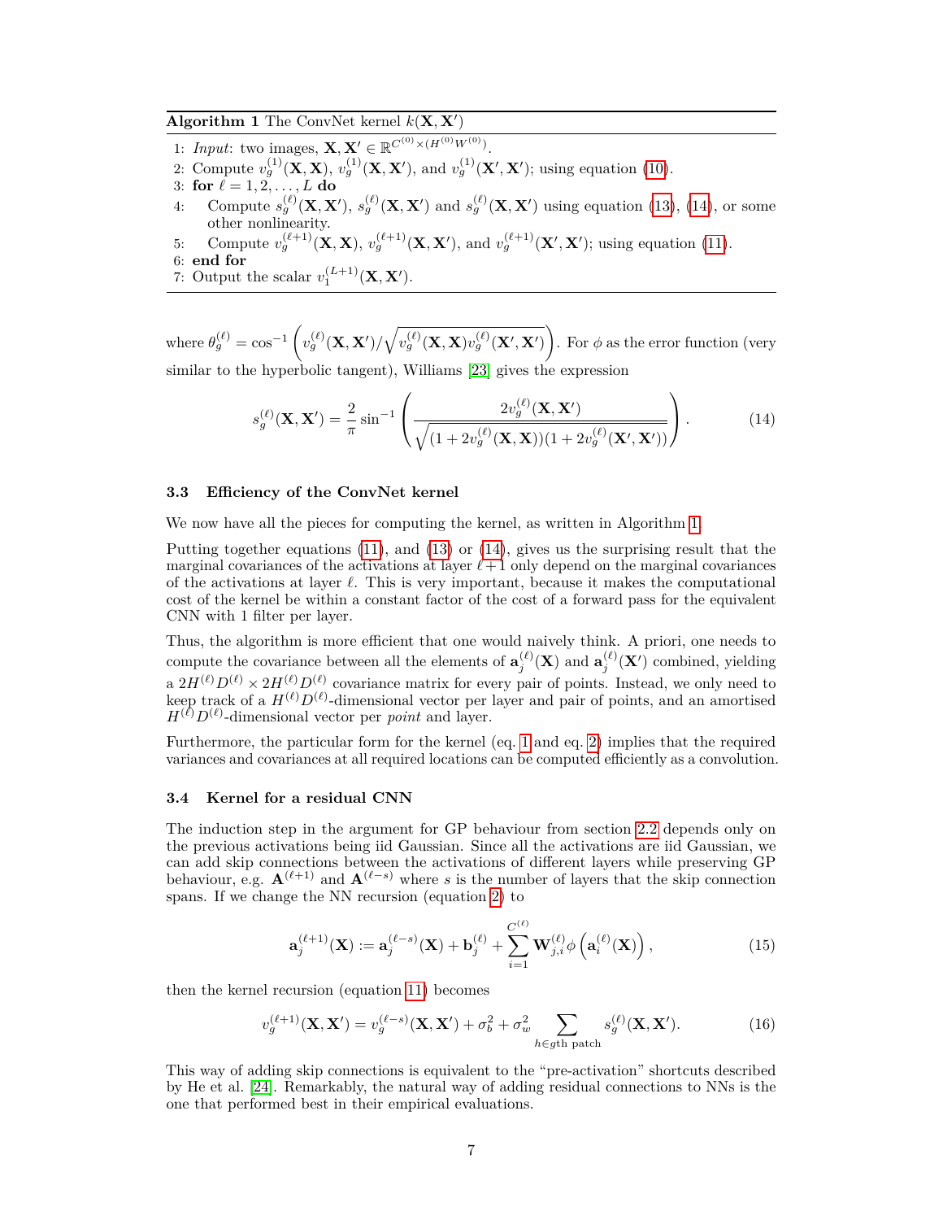**Algorithm 1** The ConvNet kernel $k(\mathbf{X}, \mathbf{X}')$

1: *Input*: two images, $\mathbf{X}, \mathbf{X}' \in \mathbb{R}^{C^{(0)} \times (H^{(0)} W^{(0)})}$.
2: Compute $v_g^{(1)}(\mathbf{X}, \mathbf{X})$, $v_g^{(1)}(\mathbf{X}, \mathbf{X}')$, and $v_g^{(1)}(\mathbf{X}', \mathbf{X}')$; using equation (10).
3: **for** $\ell = 1, 2, \ldots, L$ **do**
4: Compute $s_g^{(\ell)}(\mathbf{X}, \mathbf{X}')$, $s_g^{(\ell)}(\mathbf{X}, \mathbf{X}')$ and $s_g^{(\ell)}(\mathbf{X}, \mathbf{X}')$ using equation (13), (14), or some other nonlinearity.
5: Compute $v_g^{(\ell+1)}(\mathbf{X}, \mathbf{X})$, $v_g^{(\ell+1)}(\mathbf{X}, \mathbf{X}')$, and $v_g^{(\ell+1)}(\mathbf{X}', \mathbf{X}')$; using equation (11).
6: **end for**
7: Output the scalar $v_1^{(L+1)}(\mathbf{X}, \mathbf{X}')$.

where $\theta_g^{(\ell)} = \cos^{-1}\left(v_g^{(\ell)}(\mathbf{X}, \mathbf{X}') / \sqrt{v_g^{(\ell)}(\mathbf{X}, \mathbf{X}) v_g^{(\ell)}(\mathbf{X}', \mathbf{X}')}\right)$. For $\phi$ as the error function (very similar to the hyperbolic tangent), Williams [23] gives the expression

$$
s_g^{(\ell)}(\mathbf{X}, \mathbf{X}') = \frac{2}{\pi} \sin^{-1}\left(\frac{2 v_g^{(\ell)}(\mathbf{X}, \mathbf{X}')}{\sqrt{(1 + 2v_g^{(\ell)}(\mathbf{X}, \mathbf{X}))(1 + 2v_g^{(\ell)}(\mathbf{X}', \mathbf{X}'))}}\right). \tag{14}
$$

### 3.3 Efficiency of the ConvNet kernel

We now have all the pieces for computing the kernel, as written in Algorithm 1.

Putting together equations (11), and (13) or (14), gives us the surprising result that the marginal covariances of the activations at layer $\ell + 1$ only depend on the marginal covariances of the activations at layer $\ell$. This is very important, because it makes the computational cost of the kernel be within a constant factor of the cost of a forward pass for the equivalent CNN with 1 filter per layer.

Thus, the algorithm is more efficient that one would naively think. A priori, one needs to compute the covariance between all the elements of $\mathbf{a}_j^{(\ell)}(\mathbf{X})$ and $\mathbf{a}_j^{(\ell)}(\mathbf{X}')$ combined, yielding a $2H^{(\ell)}D^{(\ell)} \times 2H^{(\ell)}D^{(\ell)}$ covariance matrix for every pair of points. Instead, we only need to keep track of a $H^{(\ell)}D^{(\ell)}$-dimensional vector per layer and pair of points, and an amortised $H^{(\ell)}D^{(\ell)}$-dimensional vector per *point* and layer.

Furthermore, the particular form for the kernel (eq. 1 and eq. 2) implies that the required variances and covariances at all required locations can be computed efficiently as a convolution.

### 3.4 Kernel for a residual CNN

The induction step in the argument for GP behaviour from section 2.2 depends only on the previous activations being iid Gaussian. Since all the activations are iid Gaussian, we can add skip connections between the activations of different layers while preserving GP behaviour, e.g. $\mathbf{A}^{(\ell+1)}$ and $\mathbf{A}^{(\ell-s)}$ where $s$ is the number of layers that the skip connection spans. If we change the NN recursion (equation 2) to

$$
\mathbf{a}_j^{(\ell+1)}(\mathbf{X}) := \mathbf{a}_j^{(\ell-s)}(\mathbf{X}) + \mathbf{b}_j^{(\ell)} + \sum_{i=1}^{C^{(\ell)}} \mathbf{W}_{j,i}^{(\ell)} \phi\left(\mathbf{a}_i^{(\ell)}(\mathbf{X})\right), \tag{15}
$$

then the kernel recursion (equation 11) becomes

$$
v_g^{(\ell+1)}(\mathbf{X}, \mathbf{X}') = v_g^{(\ell-s)}(\mathbf{X}, \mathbf{X}') + \sigma_b^2 + \sigma_w^2 \sum_{h \in g\text{th patch}} s_g^{(\ell)}(\mathbf{X}, \mathbf{X}'). \tag{16}
$$

This way of adding skip connections is equivalent to the "pre-activation" shortcuts described by He et al. [24]. Remarkably, the natural way of adding residual connections to NNs is the one that performed best in their empirical evaluations.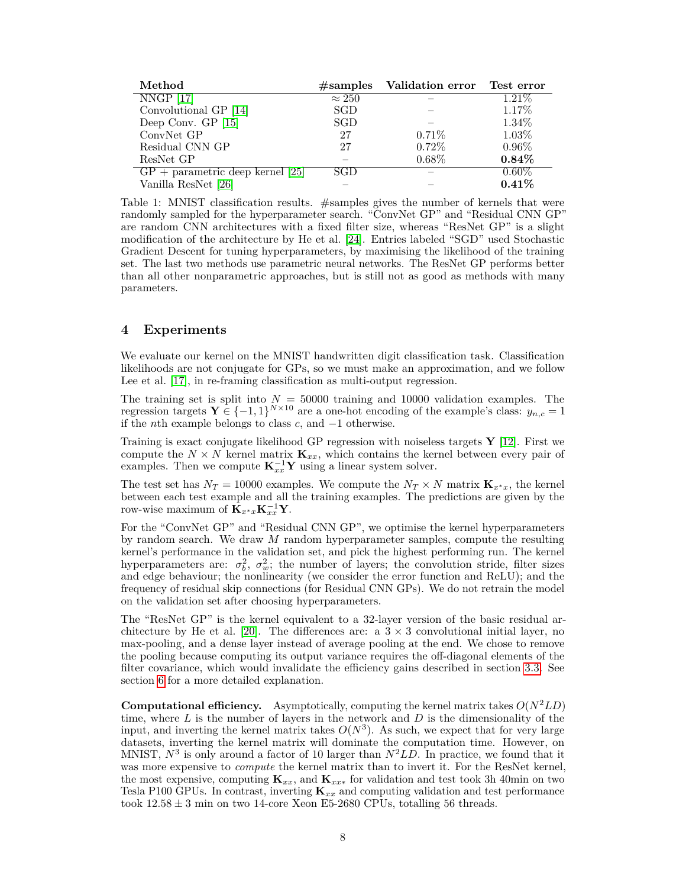| Method | #samples | Validation error | Test error |
| --- | --- | --- | --- |
| NNGP [17] | $\approx 250$ | – | 1.21% |
| Convolutional GP [14] | SGD | – | 1.17% |
| Deep Conv. GP [15] | SGD | – | 1.34% |
| ConvNet GP | 27 | 0.71% | 1.03% |
| Residual CNN GP | 27 | 0.72% | 0.96% |
| ResNet GP | – | 0.68% | **0.84%** |
| GP + parametric deep kernel [25] | SGD | – | 0.60% |
| Vanilla ResNet [26] | – | – | **0.41%** |

Table 1: MNIST classification results. #samples gives the number of kernels that were randomly sampled for the hyperparameter search. "ConvNet GP" and "Residual CNN GP" are random CNN architectures with a fixed filter size, whereas "ResNet GP" is a slight modification of the architecture by He et al. [24]. Entries labeled "SGD" used Stochastic Gradient Descent for tuning hyperparameters, by maximising the likelihood of the training set. The last two methods use parametric neural networks. The ResNet GP performs better than all other nonparametric approaches, but is still not as good as methods with many parameters.

## 4 Experiments

We evaluate our kernel on the MNIST handwritten digit classification task. Classification likelihoods are not conjugate for GPs, so we must make an approximation, and we follow Lee et al. [17], in re-framing classification as multi-output regression.

The training set is split into $N = 50000$ training and 10000 validation examples. The regression targets $\mathbf{Y} \in \{-1, 1\}^{N \times 10}$ are a one-hot encoding of the example's class: $y_{n,c} = 1$ if the $n$th example belongs to class $c$, and $-1$ otherwise.

Training is exact conjugate likelihood GP regression with noiseless targets $\mathbf{Y}$ [12]. First we compute the $N \times N$ kernel matrix $\mathbf{K}_{xx}$, which contains the kernel between every pair of examples. Then we compute $\mathbf{K}_{xx}^{-1}\mathbf{Y}$ using a linear system solver.

The test set has $N_T = 10000$ examples. We compute the $N_T \times N$ matrix $\mathbf{K}_{x^*x}$, the kernel between each test example and all the training examples. The predictions are given by the row-wise maximum of $\mathbf{K}_{x^*x}\mathbf{K}_{xx}^{-1}\mathbf{Y}$.

For the "ConvNet GP" and "Residual CNN GP", we optimise the kernel hyperparameters by random search. We draw $M$ random hyperparameter samples, compute the resulting kernel's performance in the validation set, and pick the highest performing run. The kernel hyperparameters are: $\sigma_b^2$, $\sigma_w^2$; the number of layers; the convolution stride, filter sizes and edge behaviour; the nonlinearity (we consider the error function and ReLU); and the frequency of residual skip connections (for Residual CNN GPs). We do not retrain the model on the validation set after choosing hyperparameters.

The "ResNet GP" is the kernel equivalent to a 32-layer version of the basic residual architecture by He et al. [20]. The differences are: a $3 \times 3$ convolutional initial layer, no max-pooling, and a dense layer instead of average pooling at the end. We chose to remove the pooling because computing its output variance requires the off-diagonal elements of the filter covariance, which would invalidate the efficiency gains described in section 3.3. See section 6 for a more detailed explanation.

**Computational efficiency.** Asymptotically, computing the kernel matrix takes $O(N^2LD)$ time, where $L$ is the number of layers in the network and $D$ is the dimensionality of the input, and inverting the kernel matrix takes $O(N^3)$. As such, we expect that for very large datasets, inverting the kernel matrix will dominate the computation time. However, on MNIST, $N^3$ is only around a factor of 10 larger than $N^2LD$. In practice, we found that it was more expensive to *compute* the kernel matrix than to invert it. For the ResNet kernel, the most expensive, computing $\mathbf{K}_{xx}$, and $\mathbf{K}_{xx*}$ for validation and test took 3h 40min on two Tesla P100 GPUs. In contrast, inverting $\mathbf{K}_{xx}$ and computing validation and test performance took $12.58 \pm 3$ min on two 14-core Xeon E5-2680 CPUs, totalling 56 threads.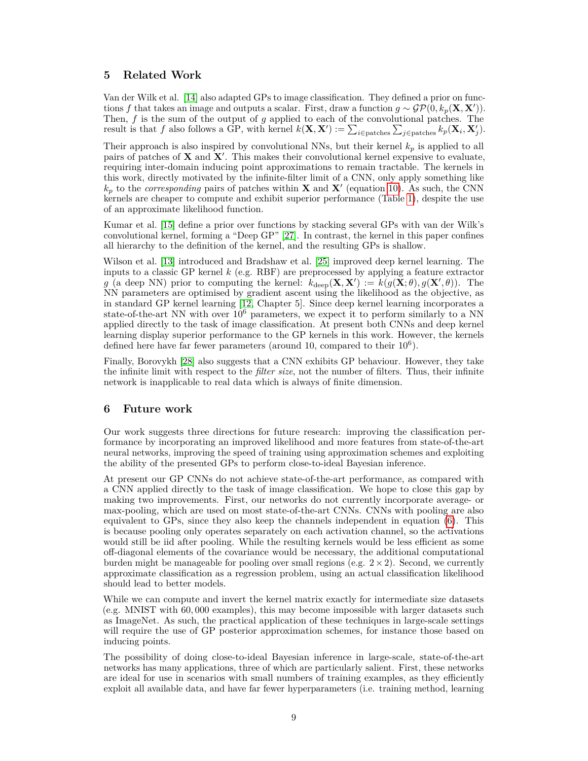## 5 Related Work

Van der Wilk et al. [14] also adapted GPs to image classification. They defined a prior on functions $f$ that takes an image and outputs a scalar. First, draw a function $g \sim \mathcal{GP}(0, k_p(\mathbf{X}, \mathbf{X}'))$. Then, $f$ is the sum of the output of $g$ applied to each of the convolutional patches. The result is that $f$ also follows a GP, with kernel $k(\mathbf{X}, \mathbf{X}') := \sum_{i \in \text{patches}} \sum_{j \in \text{patches}} k_p(\mathbf{X}_i, \mathbf{X}'_j)$.

Their approach is also inspired by convolutional NNs, but their kernel $k_p$ is applied to all pairs of patches of $\mathbf{X}$ and $\mathbf{X}'$. This makes their convolutional kernel expensive to evaluate, requiring inter-domain inducing point approximations to remain tractable. The kernels in this work, directly motivated by the infinite-filter limit of a CNN, only apply something like $k_p$ to the *corresponding* pairs of patches within $\mathbf{X}$ and $\mathbf{X}'$ (equation 10). As such, the CNN kernels are cheaper to compute and exhibit superior performance (Table 1), despite the use of an approximate likelihood function.

Kumar et al. [15] define a prior over functions by stacking several GPs with van der Wilk's convolutional kernel, forming a "Deep GP" [27]. In contrast, the kernel in this paper confines all hierarchy to the definition of the kernel, and the resulting GPs is shallow.

Wilson et al. [13] introduced and Bradshaw et al. [25] improved deep kernel learning. The inputs to a classic GP kernel $k$ (e.g. RBF) are preprocessed by applying a feature extractor $g$ (a deep NN) prior to computing the kernel: $k_{\text{deep}}(\mathbf{X}, \mathbf{X}') := k(g(\mathbf{X}; \theta), g(\mathbf{X}', \theta))$. The NN parameters are optimised by gradient ascent using the likelihood as the objective, as in standard GP kernel learning [12, Chapter 5]. Since deep kernel learning incorporates a state-of-the-art NN with over $10^6$ parameters, we expect it to perform similarly to a NN applied directly to the task of image classification. At present both CNNs and deep kernel learning display superior performance to the GP kernels in this work. However, the kernels defined here have far fewer parameters (around 10, compared to their $10^6$).

Finally, Borovykh [28] also suggests that a CNN exhibits GP behaviour. However, they take the infinite limit with respect to the *filter size*, not the number of filters. Thus, their infinite network is inapplicable to real data which is always of finite dimension.

## 6 Future work

Our work suggests three directions for future research: improving the classification performance by incorporating an improved likelihood and more features from state-of-the-art neural networks, improving the speed of training using approximation schemes and exploiting the ability of the presented GPs to perform close-to-ideal Bayesian inference.

At present our GP CNNs do not achieve state-of-the-art performance, as compared with a CNN applied directly to the task of image classification. We hope to close this gap by making two improvements. First, our networks do not currently incorporate average- or max-pooling, which are used on most state-of-the-art CNNs. CNNs with pooling are also equivalent to GPs, since they also keep the channels independent in equation (6). This is because pooling only operates separately on each activation channel, so the activations would still be iid after pooling. While the resulting kernels would be less efficient as some off-diagonal elements of the covariance would be necessary, the additional computational burden might be manageable for pooling over small regions (e.g. $2 \times 2$). Second, we currently approximate classification as a regression problem, using an actual classification likelihood should lead to better models.

While we can compute and invert the kernel matrix exactly for intermediate size datasets (e.g. MNIST with 60,000 examples), this may become impossible with larger datasets such as ImageNet. As such, the practical application of these techniques in large-scale settings will require the use of GP posterior approximation schemes, for instance those based on inducing points.

The possibility of doing close-to-ideal Bayesian inference in large-scale, state-of-the-art networks has many applications, three of which are particularly salient. First, these networks are ideal for use in scenarios with small numbers of training examples, as they efficiently exploit all available data, and have far fewer hyperparameters (i.e. training method, learning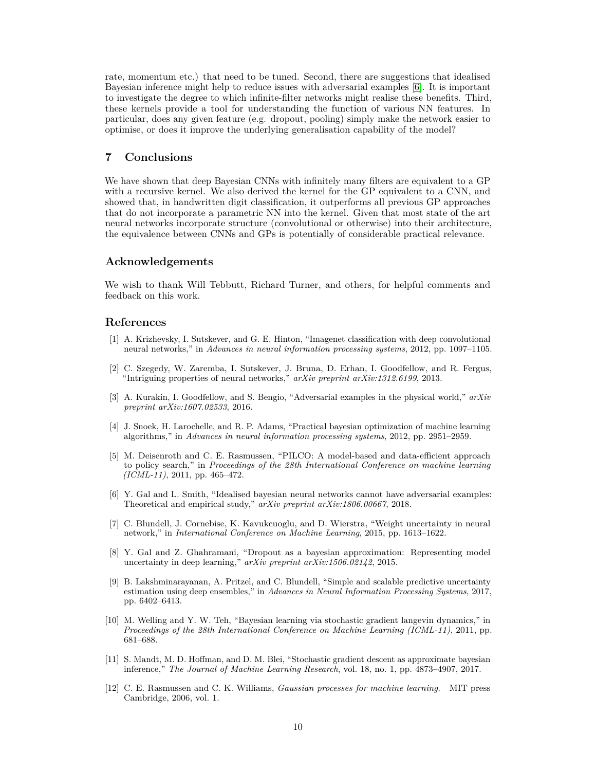rate, momentum etc.) that need to be tuned. Second, there are suggestions that idealised Bayesian inference might help to reduce issues with adversarial examples [6]. It is important to investigate the degree to which infinite-filter networks might realise these benefits. Third, these kernels provide a tool for understanding the function of various NN features. In particular, does any given feature (e.g. dropout, pooling) simply make the network easier to optimise, or does it improve the underlying generalisation capability of the model?

## 7 Conclusions

We have shown that deep Bayesian CNNs with infinitely many filters are equivalent to a GP with a recursive kernel. We also derived the kernel for the GP equivalent to a CNN, and showed that, in handwritten digit classification, it outperforms all previous GP approaches that do not incorporate a parametric NN into the kernel. Given that most state of the art neural networks incorporate structure (convolutional or otherwise) into their architecture, the equivalence between CNNs and GPs is potentially of considerable practical relevance.

## Acknowledgements

We wish to thank Will Tebbutt, Richard Turner, and others, for helpful comments and feedback on this work.

## References

[1] A. Krizhevsky, I. Sutskever, and G. E. Hinton, "Imagenet classification with deep convolutional neural networks," in *Advances in neural information processing systems*, 2012, pp. 1097–1105.

[2] C. Szegedy, W. Zaremba, I. Sutskever, J. Bruna, D. Erhan, I. Goodfellow, and R. Fergus, "Intriguing properties of neural networks," *arXiv preprint arXiv:1312.6199*, 2013.

[3] A. Kurakin, I. Goodfellow, and S. Bengio, "Adversarial examples in the physical world," *arXiv preprint arXiv:1607.02533*, 2016.

[4] J. Snoek, H. Larochelle, and R. P. Adams, "Practical bayesian optimization of machine learning algorithms," in *Advances in neural information processing systems*, 2012, pp. 2951–2959.

[5] M. Deisenroth and C. E. Rasmussen, "PILCO: A model-based and data-efficient approach to policy search," in *Proceedings of the 28th International Conference on machine learning (ICML-11)*, 2011, pp. 465–472.

[6] Y. Gal and L. Smith, "Idealised bayesian neural networks cannot have adversarial examples: Theoretical and empirical study," *arXiv preprint arXiv:1806.00667*, 2018.

[7] C. Blundell, J. Cornebise, K. Kavukcuoglu, and D. Wierstra, "Weight uncertainty in neural network," in *International Conference on Machine Learning*, 2015, pp. 1613–1622.

[8] Y. Gal and Z. Ghahramani, "Dropout as a bayesian approximation: Representing model uncertainty in deep learning," *arXiv preprint arXiv:1506.02142*, 2015.

[9] B. Lakshminarayanan, A. Pritzel, and C. Blundell, "Simple and scalable predictive uncertainty estimation using deep ensembles," in *Advances in Neural Information Processing Systems*, 2017, pp. 6402–6413.

[10] M. Welling and Y. W. Teh, "Bayesian learning via stochastic gradient langevin dynamics," in *Proceedings of the 28th International Conference on Machine Learning (ICML-11)*, 2011, pp. 681–688.

[11] S. Mandt, M. D. Hoffman, and D. M. Blei, "Stochastic gradient descent as approximate bayesian inference," *The Journal of Machine Learning Research*, vol. 18, no. 1, pp. 4873–4907, 2017.

[12] C. E. Rasmussen and C. K. Williams, *Gaussian processes for machine learning*. MIT press Cambridge, 2006, vol. 1.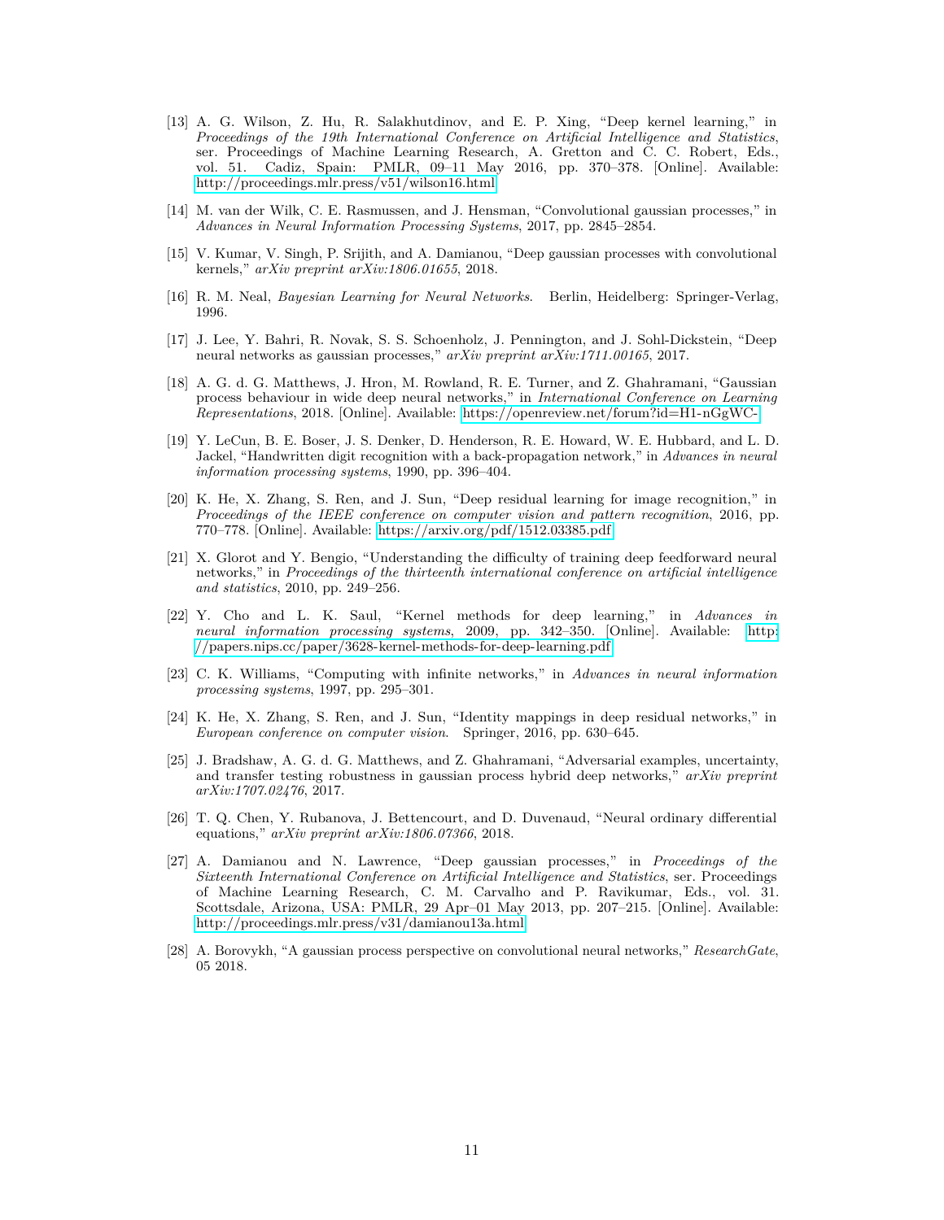[13] A. G. Wilson, Z. Hu, R. Salakhutdinov, and E. P. Xing, "Deep kernel learning," in *Proceedings of the 19th International Conference on Artificial Intelligence and Statistics*, ser. Proceedings of Machine Learning Research, A. Gretton and C. C. Robert, Eds., vol. 51. Cadiz, Spain: PMLR, 09–11 May 2016, pp. 370–378. [Online]. Available: http://proceedings.mlr.press/v51/wilson16.html

[14] M. van der Wilk, C. E. Rasmussen, and J. Hensman, "Convolutional gaussian processes," in *Advances in Neural Information Processing Systems*, 2017, pp. 2845–2854.

[15] V. Kumar, V. Singh, P. Srijith, and A. Damianou, "Deep gaussian processes with convolutional kernels," *arXiv preprint arXiv:1806.01655*, 2018.

[16] R. M. Neal, *Bayesian Learning for Neural Networks*. Berlin, Heidelberg: Springer-Verlag, 1996.

[17] J. Lee, Y. Bahri, R. Novak, S. S. Schoenholz, J. Pennington, and J. Sohl-Dickstein, "Deep neural networks as gaussian processes," *arXiv preprint arXiv:1711.00165*, 2017.

[18] A. G. d. G. Matthews, J. Hron, M. Rowland, R. E. Turner, and Z. Ghahramani, "Gaussian process behaviour in wide deep neural networks," in *International Conference on Learning Representations*, 2018. [Online]. Available: https://openreview.net/forum?id=H1-nGgWC-

[19] Y. LeCun, B. E. Boser, J. S. Denker, D. Henderson, R. E. Howard, W. E. Hubbard, and L. D. Jackel, "Handwritten digit recognition with a back-propagation network," in *Advances in neural information processing systems*, 1990, pp. 396–404.

[20] K. He, X. Zhang, S. Ren, and J. Sun, "Deep residual learning for image recognition," in *Proceedings of the IEEE conference on computer vision and pattern recognition*, 2016, pp. 770–778. [Online]. Available: https://arxiv.org/pdf/1512.03385.pdf

[21] X. Glorot and Y. Bengio, "Understanding the difficulty of training deep feedforward neural networks," in *Proceedings of the thirteenth international conference on artificial intelligence and statistics*, 2010, pp. 249–256.

[22] Y. Cho and L. K. Saul, "Kernel methods for deep learning," in *Advances in neural information processing systems*, 2009, pp. 342–350. [Online]. Available: http://papers.nips.cc/paper/3628-kernel-methods-for-deep-learning.pdf

[23] C. K. Williams, "Computing with infinite networks," in *Advances in neural information processing systems*, 1997, pp. 295–301.

[24] K. He, X. Zhang, S. Ren, and J. Sun, "Identity mappings in deep residual networks," in *European conference on computer vision*. Springer, 2016, pp. 630–645.

[25] J. Bradshaw, A. G. d. G. Matthews, and Z. Ghahramani, "Adversarial examples, uncertainty, and transfer testing robustness in gaussian process hybrid deep networks," *arXiv preprint arXiv:1707.02476*, 2017.

[26] T. Q. Chen, Y. Rubanova, J. Bettencourt, and D. Duvenaud, "Neural ordinary differential equations," *arXiv preprint arXiv:1806.07366*, 2018.

[27] A. Damianou and N. Lawrence, "Deep gaussian processes," in *Proceedings of the Sixteenth International Conference on Artificial Intelligence and Statistics*, ser. Proceedings of Machine Learning Research, C. M. Carvalho and P. Ravikumar, Eds., vol. 31. Scottsdale, Arizona, USA: PMLR, 29 Apr–01 May 2013, pp. 207–215. [Online]. Available: http://proceedings.mlr.press/v31/damianou13a.html

[28] A. Borovykh, "A gaussian process perspective on convolutional neural networks," *ResearchGate*, 05 2018.